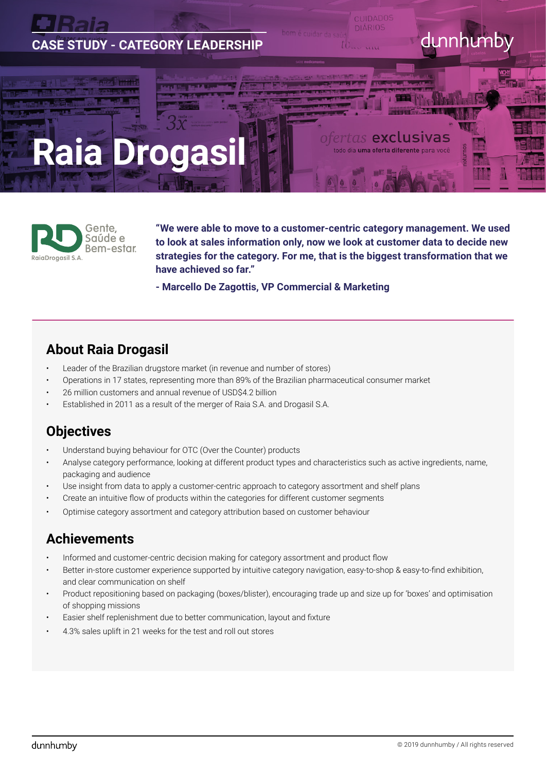CASE STUDY - CATEGORY LEADERSHIP

# Raia Drogasil

**"We were able to move to a customer-centric category management. We used to look at sales information only, now we look at customer data to decide new strategies for the category. For me, that is the biggest transformation that we have achieved so far."**

**- Marcello De Zagottis, VP Commercial & Marketing**

## About Raia Drogasil

- Leader of the Brazilian drugstore market (in revenue and number of stores)
- Operations in 17 states, representing more than 89% of the Brazilian pharmaceutical consumer market
- 26 million customers and annual revenue of USD$4.2 billion
- Established in 2011 as a result of the merger of Raia S.A. and Drogasil S.A.

## Objectives

- Understand buying behaviour for OTC (Over the Counter) products
- Analyse category performance, looking at different product types and characteristics such as active ingredients, name, packaging and audience
- Use insight from data to apply a customer-centric approach to category assortment and shelf plans
- Create an intuitive flow of products within the categories for different customer segments
- Optimise category assortment and category attribution based on customer behaviour

## Achievements

- Informed and customer-centric decision making for category assortment and product flow
- Better in-store customer experience supported by intuitive category navigation, easy-to-shop & easy-to-find exhibition, and clear communication on shelf
- Product repositioning based on packaging (boxes/blister), encouraging trade up and size up for 'boxes' and optimisation of shopping missions
- Easier shelf replenishment due to better communication, layout and fixture
- 4.3% sales uplift in 21 weeks for the test and roll out stores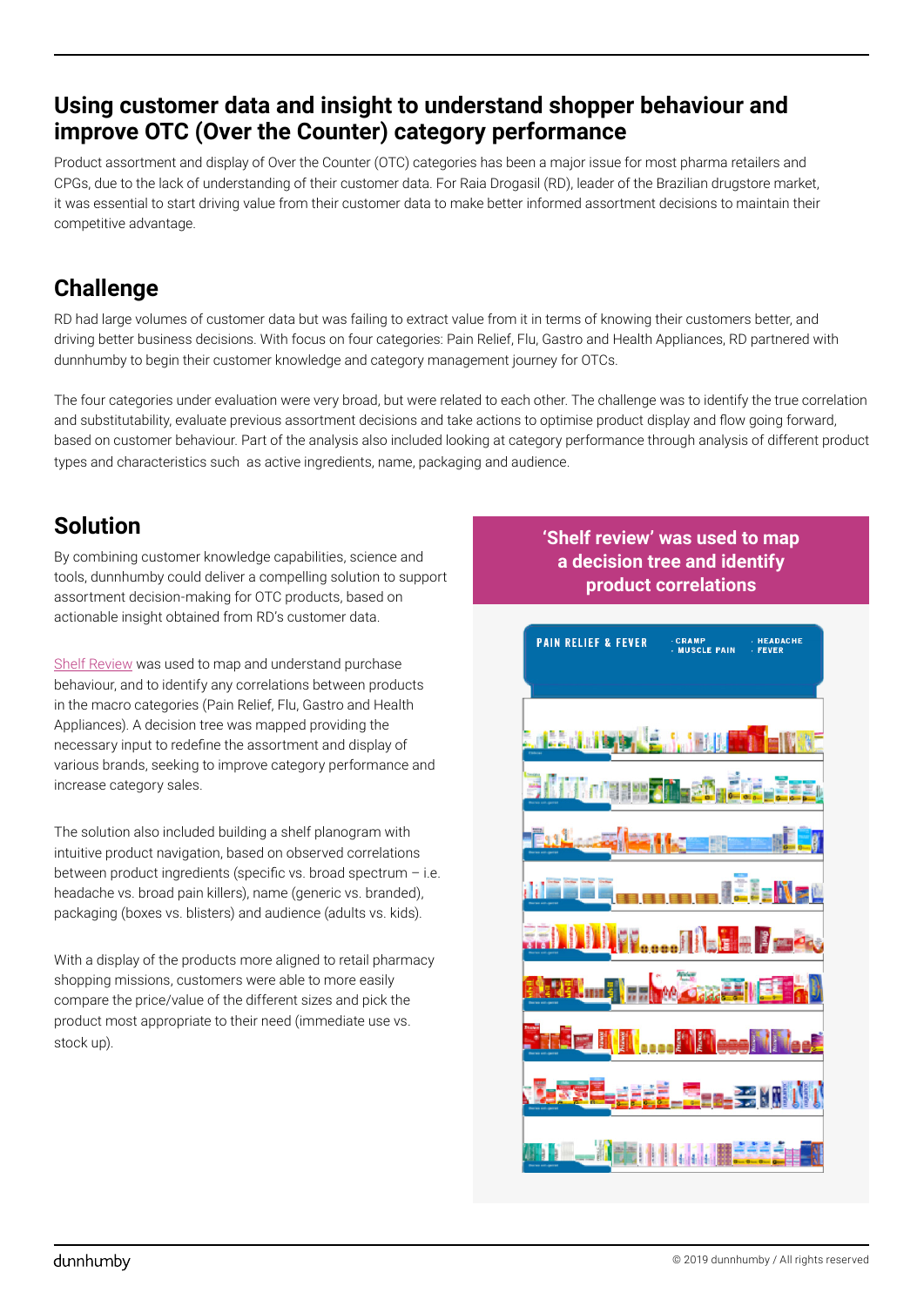# Using customer data and insight to understand shopper behaviour and improve OTC (Over the Counter) category performance

Product assortment and display of Over the Counter (OTC) categories has been a major issue for most pharma retailers and CPGs, due to the lack of understanding of their customer data. For Raia Drogasil (RD), leader of the Brazilian drugstore market, it was essential to start driving value from their customer data to make better informed assortment decisions to maintain their competitive advantage.

## Challenge

RD had large volumes of customer data but was failing to extract value from it in terms of knowing their customers better, and driving better business decisions. With focus on four categories: Pain Relief, Flu, Gastro and Health Appliances, RD partnered with dunnhumby to begin their customer knowledge and category management journey for OTCs.

The four categories under evaluation were very broad, but were related to each other. The challenge was to identify the true correlation and substitutability, evaluate previous assortment decisions and take actions to optimise product display and flow going forward, based on customer behaviour. Part of the analysis also included looking at category performance through analysis of different product types and characteristics such as active ingredients, name, packaging and audience.

## Solution

By combining customer knowledge capabilities, science and tools, dunnhumby could deliver a compelling solution to support assortment decision-making for OTC products, based on actionable insight obtained from RD's customer data.

Shelf Review was used to map and understand purchase behaviour, and to identify any correlations between products in the macro categories (Pain Relief, Flu, Gastro and Health Appliances). A decision tree was mapped providing the necessary input to redefine the assortment and display of various brands, seeking to improve category performance and increase category sales.

The solution also included building a shelf planogram with intuitive product navigation, based on observed correlations between product ingredients (specific vs. broad spectrum – i.e. headache vs. broad pain killers), name (generic vs. branded), packaging (boxes vs. blisters) and audience (adults vs. kids).

With a display of the products more aligned to retail pharmacy shopping missions, customers were able to more easily compare the price/value of the different sizes and pick the product most appropriate to their need (immediate use vs. stock up).

**'Shelf review' was used to map a decision tree and identify product correlations**

PAIN RELIEF & FEVER · CRAMP · MUSCLE PAIN · HEADACHE · FEVER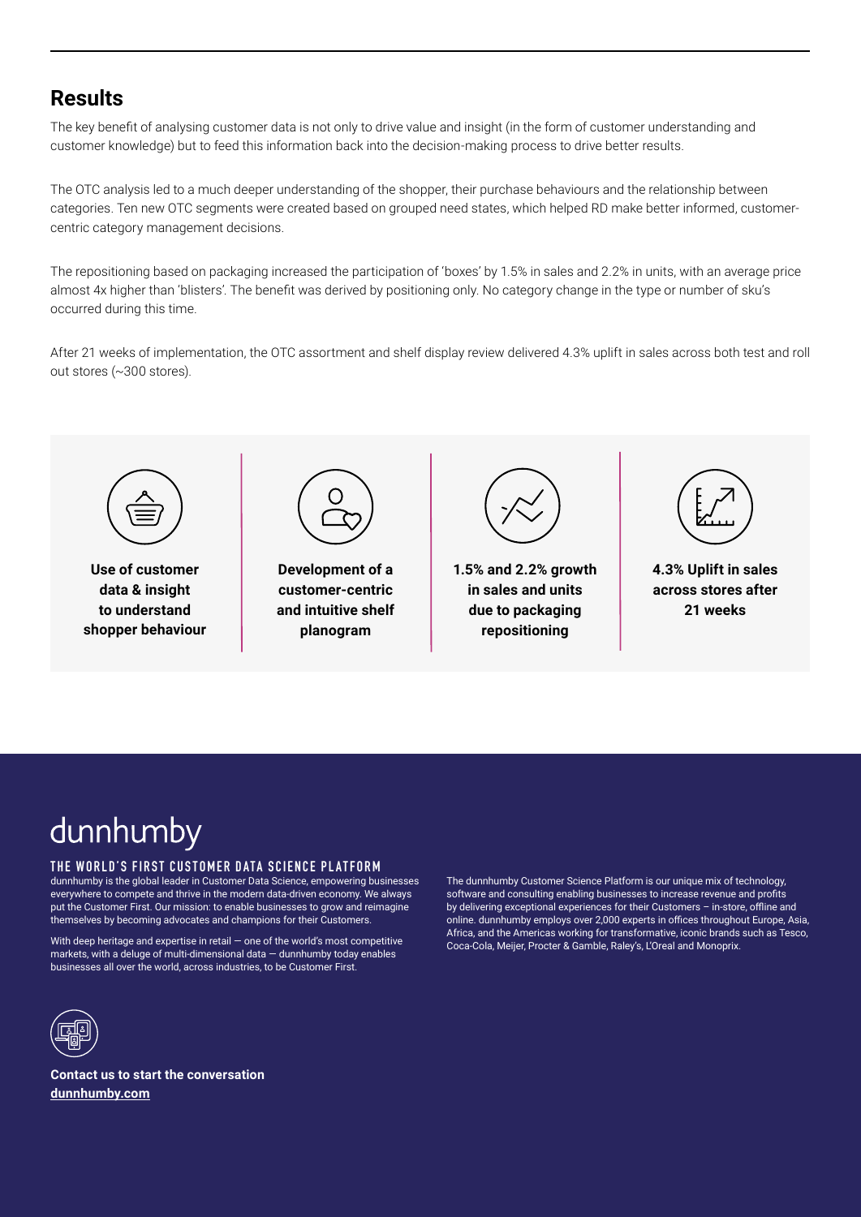## Results

The key benefit of analysing customer data is not only to drive value and insight (in the form of customer understanding and customer knowledge) but to feed this information back into the decision-making process to drive better results.

The OTC analysis led to a much deeper understanding of the shopper, their purchase behaviours and the relationship between categories. Ten new OTC segments were created based on grouped need states, which helped RD make better informed, customer-centric category management decisions.

The repositioning based on packaging increased the participation of 'boxes' by 1.5% in sales and 2.2% in units, with an average price almost 4x higher than 'blisters'. The benefit was derived by positioning only. No category change in the type or number of sku's occurred during this time.

After 21 weeks of implementation, the OTC assortment and shelf display review delivered 4.3% uplift in sales across both test and roll out stores (~300 stores).

**Use of customer data & insight to understand shopper behaviour**

**Development of a customer-centric and intuitive shelf planogram**

**1.5% and 2.2% growth in sales and units due to packaging repositioning**

**4.3% Uplift in sales across stores after 21 weeks**

# dunnhumby

### THE WORLD'S FIRST CUSTOMER DATA SCIENCE PLATFORM

dunnhumby is the global leader in Customer Data Science, empowering businesses everywhere to compete and thrive in the modern data-driven economy. We always put the Customer First. Our mission: to enable businesses to grow and reimagine themselves by becoming advocates and champions for their Customers.

With deep heritage and expertise in retail — one of the world's most competitive markets, with a deluge of multi-dimensional data — dunnhumby today enables businesses all over the world, across industries, to be Customer First.

The dunnhumby Customer Science Platform is our unique mix of technology, software and consulting enabling businesses to increase revenue and profits by delivering exceptional experiences for their Customers – in-store, offline and online. dunnhumby employs over 2,000 experts in offices throughout Europe, Asia, Africa, and the Americas working for transformative, iconic brands such as Tesco, Coca-Cola, Meijer, Procter & Gamble, Raley's, L'Oreal and Monoprix.

**Contact us to start the conversation**
**dunnhumby.com**